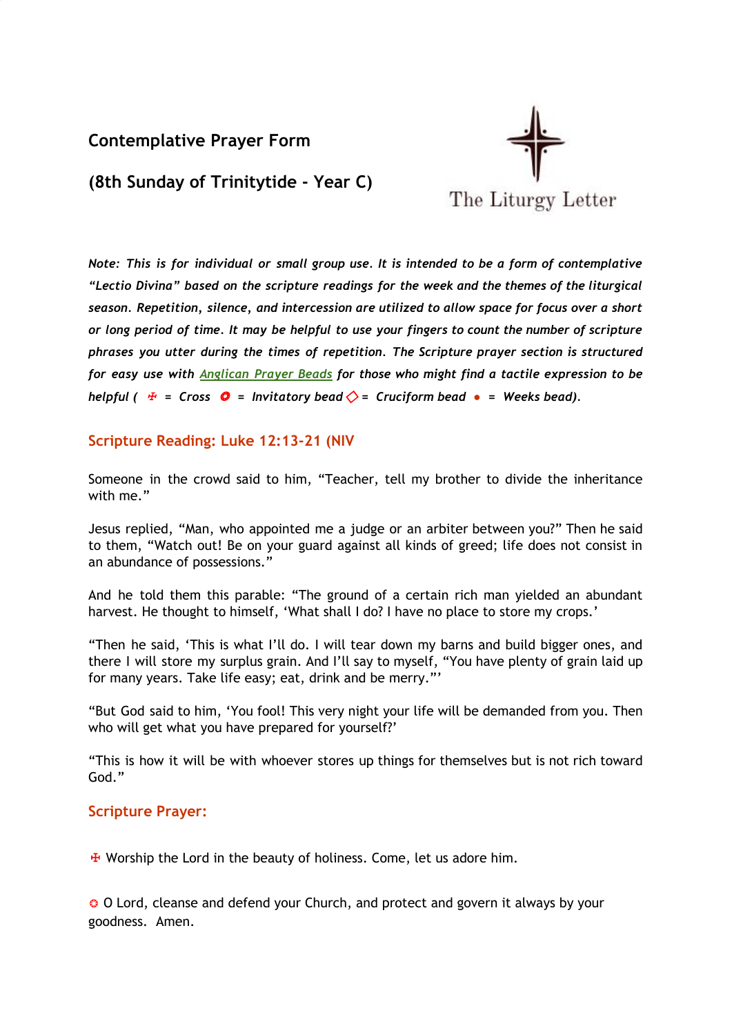## Contemplative Prayer Form

## (8th Sunday of Trinitytide - Year C)

The Liturgy Letter

*Note: This is for individual or small group use. It is intended to be a form of contemplative "Lectio Divina" based on the scripture readings for the week and the themes of the liturgical season. Repetition, silence, and intercession are utilized to allow space for focus over a short or long period of time. It may be helpful to use your fingers to count the number of scripture phrases you utter during the times of repetition. The Scripture prayer section is structured for easy use with [Anglican Prayer Beads]() for those who might find a tactile expression to be helpful ( ✠ = Cross ❂ = Invitatory bead ◇ = Cruciform bead ● = Weeks bead).*

### Scripture Reading: Luke 12:13-21 (NIV

Someone in the crowd said to him, "Teacher, tell my brother to divide the inheritance with me."

Jesus replied, "Man, who appointed me a judge or an arbiter between you?" Then he said to them, "Watch out! Be on your guard against all kinds of greed; life does not consist in an abundance of possessions."

And he told them this parable: "The ground of a certain rich man yielded an abundant harvest. He thought to himself, 'What shall I do? I have no place to store my crops.'

"Then he said, 'This is what I'll do. I will tear down my barns and build bigger ones, and there I will store my surplus grain. And I'll say to myself, "You have plenty of grain laid up for many years. Take life easy; eat, drink and be merry."'

"But God said to him, 'You fool! This very night your life will be demanded from you. Then who will get what you have prepared for yourself?'

"This is how it will be with whoever stores up things for themselves but is not rich toward God."

### Scripture Prayer:

✠ Worship the Lord in the beauty of holiness. Come, let us adore him.

❂ O Lord, cleanse and defend your Church, and protect and govern it always by your goodness. Amen.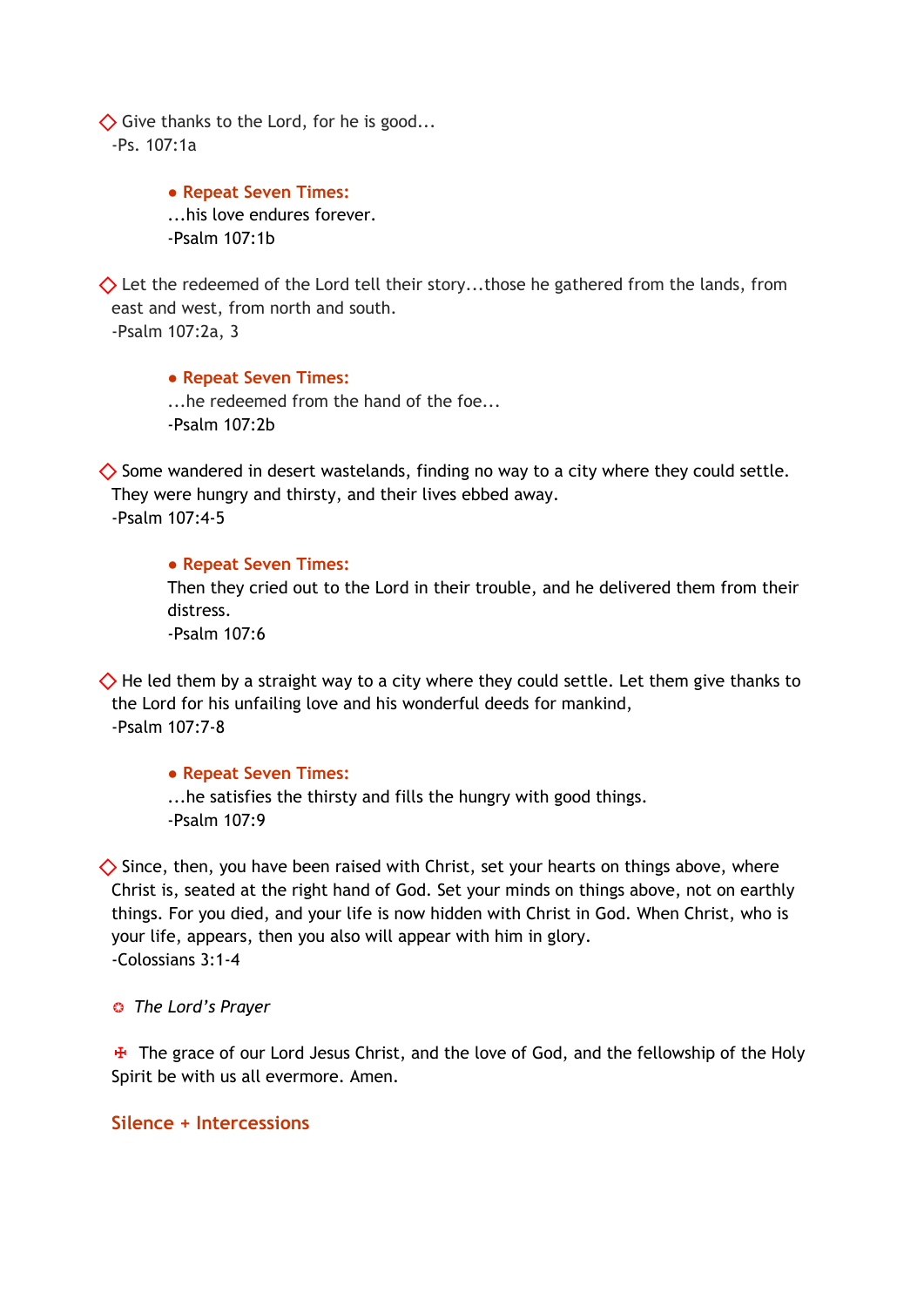◇ Give thanks to the Lord, for he is good...
-Ps. 107:1a

- **Repeat Seven Times:**
  ...his love endures forever.
  -Psalm 107:1b

◇ Let the redeemed of the Lord tell their story...those he gathered from the lands, from east and west, from north and south.
-Psalm 107:2a, 3

- **Repeat Seven Times:**
  ...he redeemed from the hand of the foe...
  -Psalm 107:2b

◇ Some wandered in desert wastelands, finding no way to a city where they could settle. They were hungry and thirsty, and their lives ebbed away.
-Psalm 107:4-5

- **Repeat Seven Times:**
  Then they cried out to the Lord in their trouble, and he delivered them from their distress.
  -Psalm 107:6

◇ He led them by a straight way to a city where they could settle. Let them give thanks to the Lord for his unfailing love and his wonderful deeds for mankind,
-Psalm 107:7-8

- **Repeat Seven Times:**
  ...he satisfies the thirsty and fills the hungry with good things.
  -Psalm 107:9

◇ Since, then, you have been raised with Christ, set your hearts on things above, where Christ is, seated at the right hand of God. Set your minds on things above, not on earthly things. For you died, and your life is now hidden with Christ in God. When Christ, who is your life, appears, then you also will appear with him in glory.
-Colossians 3:1-4

❂ *The Lord's Prayer*

✠ The grace of our Lord Jesus Christ, and the love of God, and the fellowship of the Holy Spirit be with us all evermore. Amen.

**Silence + Intercessions**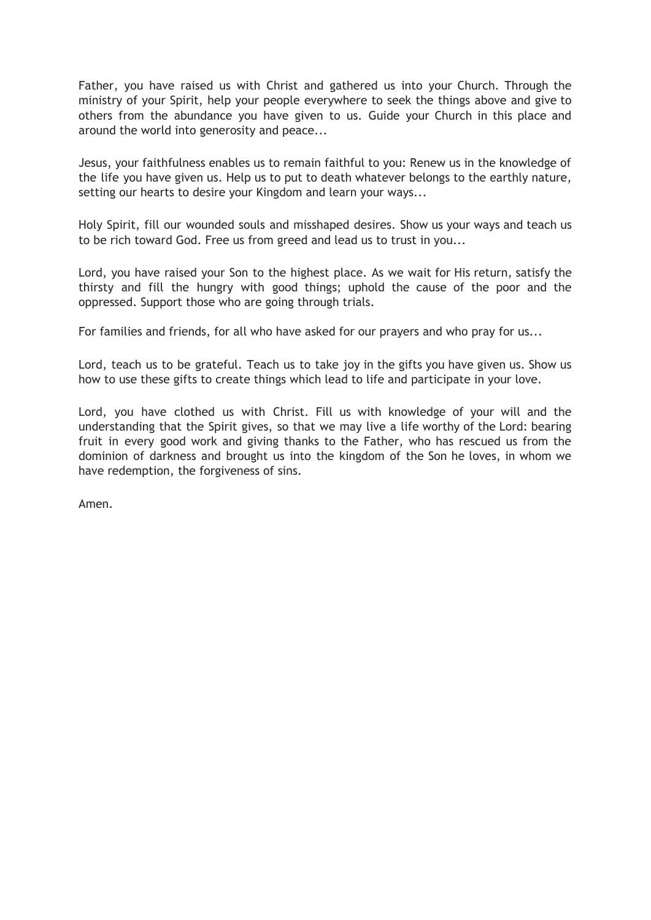Father, you have raised us with Christ and gathered us into your Church. Through the ministry of your Spirit, help your people everywhere to seek the things above and give to others from the abundance you have given to us. Guide your Church in this place and around the world into generosity and peace...

Jesus, your faithfulness enables us to remain faithful to you: Renew us in the knowledge of the life you have given us. Help us to put to death whatever belongs to the earthly nature, setting our hearts to desire your Kingdom and learn your ways...

Holy Spirit, fill our wounded souls and misshaped desires. Show us your ways and teach us to be rich toward God. Free us from greed and lead us to trust in you...

Lord, you have raised your Son to the highest place. As we wait for His return, satisfy the thirsty and fill the hungry with good things; uphold the cause of the poor and the oppressed. Support those who are going through trials.

For families and friends, for all who have asked for our prayers and who pray for us...

Lord, teach us to be grateful. Teach us to take joy in the gifts you have given us. Show us how to use these gifts to create things which lead to life and participate in your love.

Lord, you have clothed us with Christ. Fill us with knowledge of your will and the understanding that the Spirit gives, so that we may live a life worthy of the Lord: bearing fruit in every good work and giving thanks to the Father, who has rescued us from the dominion of darkness and brought us into the kingdom of the Son he loves, in whom we have redemption, the forgiveness of sins.

Amen.